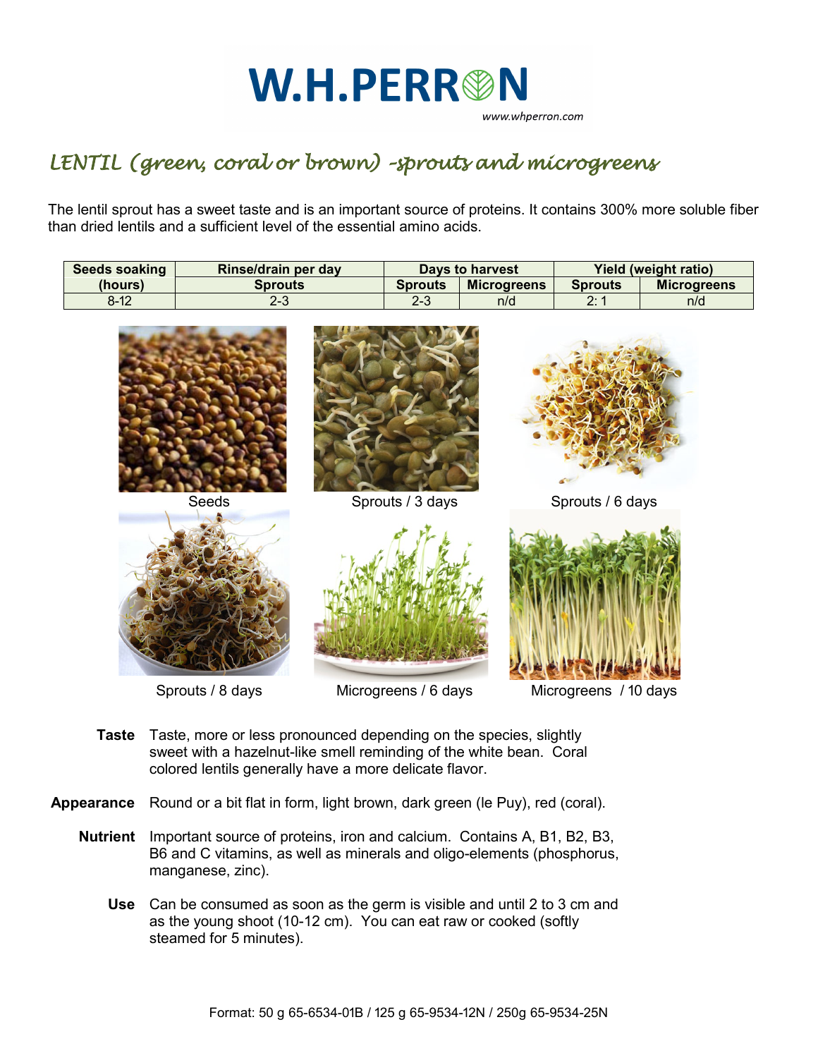# W.H.PERRON

www.whperron.com

## *LENTIL (green, coral or brown) -sprouts and microgreens*

The lentil sprout has a sweet taste and is an important source of proteins. It contains 300% more soluble fiber than dried lentils and a sufficient level of the essential amino acids.

| Seeds soaking (hours) | Rinse/drain per day | Days to harvest | | Yield (weight ratio) | |
|---|---|---|---|---|---|
| | Sprouts | Sprouts | Microgreens | Sprouts | Microgreens |
| 8-12 | 2-3 | 2-3 | n/d | 2: 1 | n/d |

Seeds

Sprouts / 3 days

Sprouts / 6 days

Sprouts / 8 days

Microgreens / 6 days

Microgreens / 10 days

**Taste** Taste, more or less pronounced depending on the species, slightly sweet with a hazelnut-like smell reminding of the white bean. Coral colored lentils generally have a more delicate flavor.

**Appearance** Round or a bit flat in form, light brown, dark green (le Puy), red (coral).

**Nutrient** Important source of proteins, iron and calcium. Contains A, B1, B2, B3, B6 and C vitamins, as well as minerals and oligo-elements (phosphorus, manganese, zinc).

**Use** Can be consumed as soon as the germ is visible and until 2 to 3 cm and as the young shoot (10-12 cm). You can eat raw or cooked (softly steamed for 5 minutes).

Format: 50 g 65-6534-01B / 125 g 65-9534-12N / 250g 65-9534-25N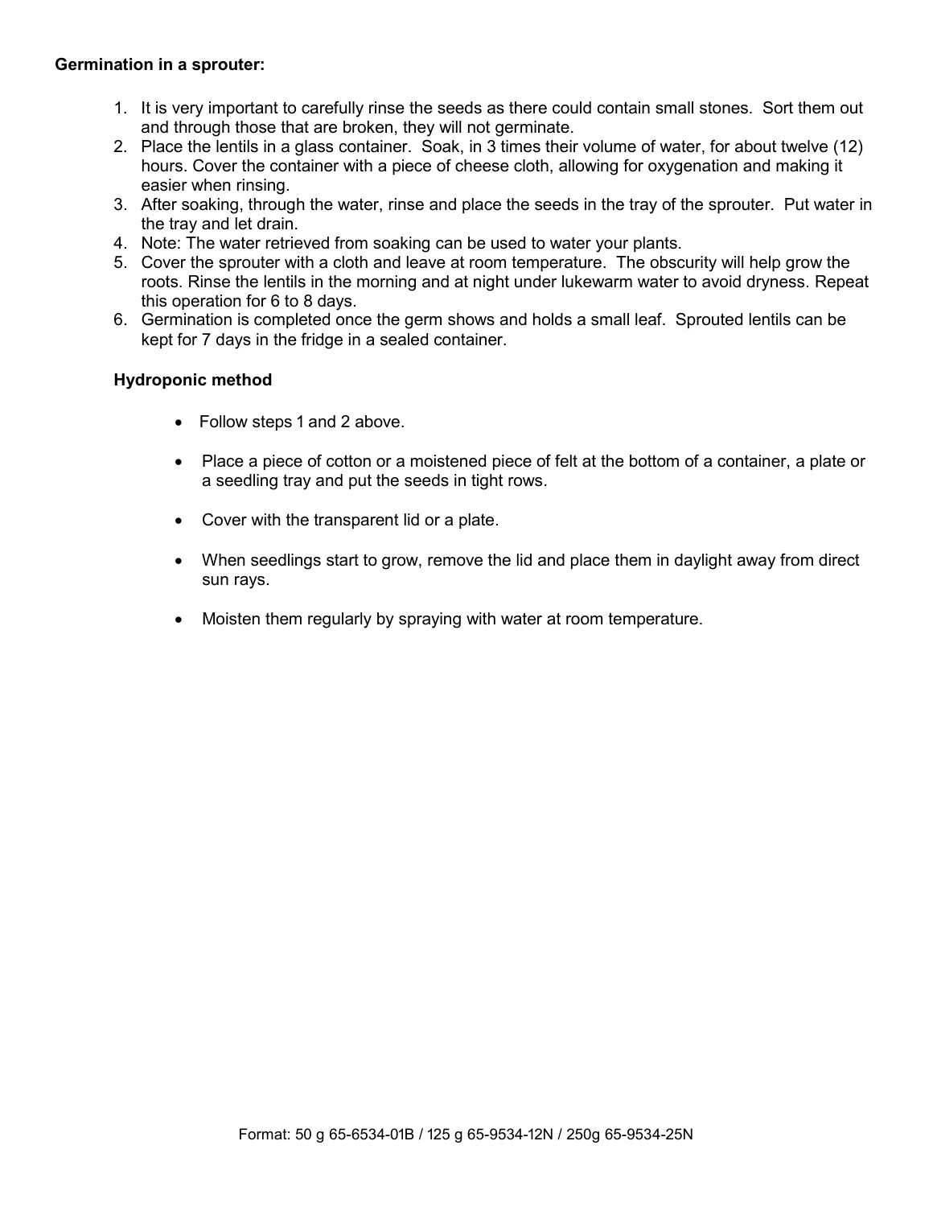**Germination in a sprouter:**

1. It is very important to carefully rinse the seeds as there could contain small stones. Sort them out and through those that are broken, they will not germinate.
2. Place the lentils in a glass container. Soak, in 3 times their volume of water, for about twelve (12) hours. Cover the container with a piece of cheese cloth, allowing for oxygenation and making it easier when rinsing.
3. After soaking, through the water, rinse and place the seeds in the tray of the sprouter. Put water in the tray and let drain.
4. Note: The water retrieved from soaking can be used to water your plants.
5. Cover the sprouter with a cloth and leave at room temperature. The obscurity will help grow the roots. Rinse the lentils in the morning and at night under lukewarm water to avoid dryness. Repeat this operation for 6 to 8 days.
6. Germination is completed once the germ shows and holds a small leaf. Sprouted lentils can be kept for 7 days in the fridge in a sealed container.

**Hydroponic method**

- Follow steps 1 and 2 above.
- Place a piece of cotton or a moistened piece of felt at the bottom of a container, a plate or a seedling tray and put the seeds in tight rows.
- Cover with the transparent lid or a plate.
- When seedlings start to grow, remove the lid and place them in daylight away from direct sun rays.
- Moisten them regularly by spraying with water at room temperature.

Format: 50 g 65-6534-01B / 125 g 65-9534-12N / 250g 65-9534-25N